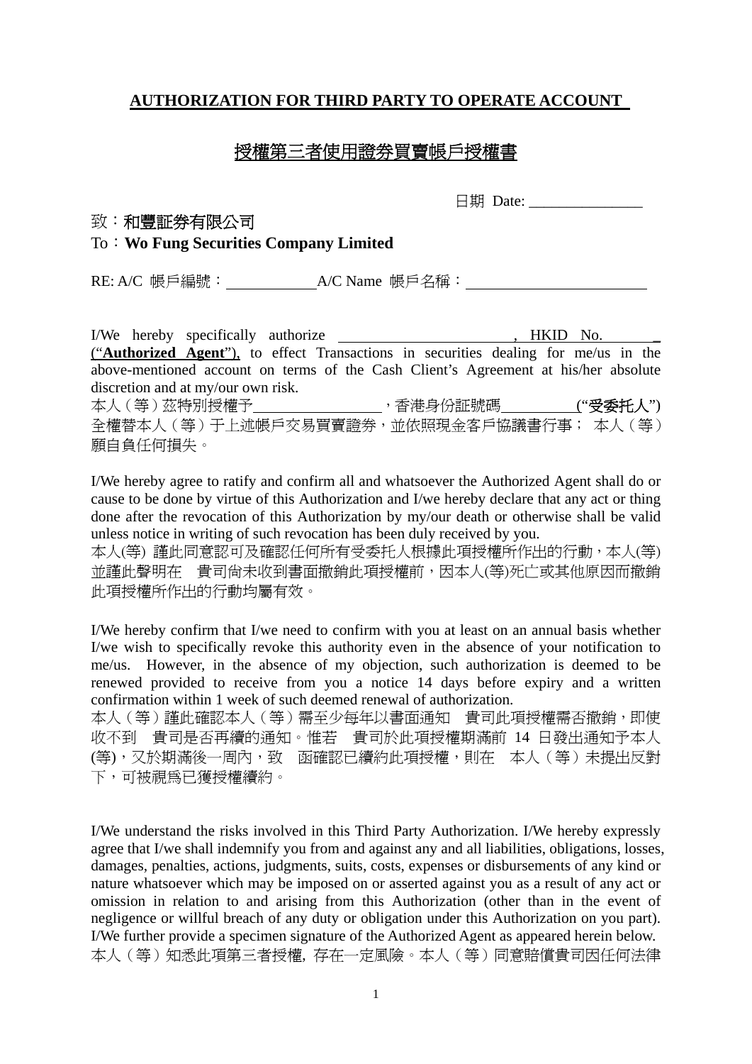# AUTHORIZATION FOR THIRD PARTY TO OPERATE ACCOUNT

# 授權第三者使用證券買賣帳戶授權書

日期 Date: _______________

致：**和豐証券有限公司**

To：**Wo Fung Securities Company Limited**

RE: A/C 帳戶編號：____________ A/C Name 帳戶名稱：________________________

I/We hereby specifically authorize ________________________, HKID No. _______ ("**Authorized Agent**"), to effect Transactions in securities dealing for me/us in the above-mentioned account on terms of the Cash Client's Agreement at his/her absolute discretion and at my/our own risk.

本人（等）茲特別授權予________________，香港身份証號碼__________("**受委托人**")全權替本人（等）于上述帳戶交易買賣證券，並依照現金客戶協議書行事； 本人（等）願自負任何損失。

I/We hereby agree to ratify and confirm all and whatsoever the Authorized Agent shall do or cause to be done by virtue of this Authorization and I/we hereby declare that any act or thing done after the revocation of this Authorization by my/our death or otherwise shall be valid unless notice in writing of such revocation has been duly received by you.

本人(等) 謹此同意認可及確認任何所有受委托人根據此項授權所作出的行動，本人(等)並謹此聲明在　貴司尚未收到書面撤銷此項授權前，因本人(等)死亡或其他原因而撤銷此項授權所作出的行動均屬有效。

I/We hereby confirm that I/we need to confirm with you at least on an annual basis whether I/we wish to specifically revoke this authority even in the absence of your notification to me/us. However, in the absence of my objection, such authorization is deemed to be renewed provided to receive from you a notice 14 days before expiry and a written confirmation within 1 week of such deemed renewal of authorization.

本人（等）謹此確認本人（等）需至少每年以書面通知　貴司此項授權需否撤銷，即使收不到　貴司是否再續的通知。惟若　貴司於此項授權期滿前 14 日發出通知予本人(等)，又於期滿後一周內，致　函確認已續約此項授權，則在　本人（等）未提出反對下，可被視爲已獲授權續約。

I/We understand the risks involved in this Third Party Authorization. I/We hereby expressly agree that I/we shall indemnify you from and against any and all liabilities, obligations, losses, damages, penalties, actions, judgments, suits, costs, expenses or disbursements of any kind or nature whatsoever which may be imposed on or asserted against you as a result of any act or omission in relation to and arising from this Authorization (other than in the event of negligence or willful breach of any duty or obligation under this Authorization on you part). I/We further provide a specimen signature of the Authorized Agent as appeared herein below.

本人（等）知悉此項第三者授權, 存在一定風險。本人（等）同意賠償貴司因任何法律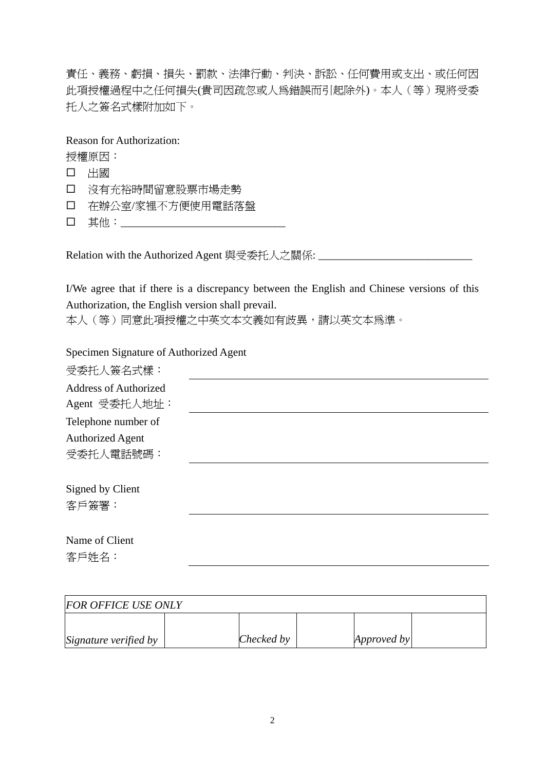責任、義務、虧損、損失、罰款、法律行動、判決、訴訟、任何費用或支出、或任何因此項授權過程中之任何損失(貴司因疏忽或人爲錯誤而引起除外)。本人（等）現將受委托人之簽名式樣附加如下。

Reason for Authorization:
授權原因：

- ☐ 出國
- ☐ 沒有充裕時間留意股票市場走勢
- ☐ 在辦公室/家裡不方便使用電話落盤
- ☐ 其他：______________________________

Relation with the Authorized Agent 與受委托人之關係: ____________________________

I/We agree that if there is a discrepancy between the English and Chinese versions of this Authorization, the English version shall prevail.
本人（等）同意此項授權之中英文本文義如有歧異，請以英文本爲準。

Specimen Signature of Authorized Agent
受委托人簽名式樣：______________________________

Address of Authorized Agent 受委托人地址：______________________________

Telephone number of Authorized Agent
受委托人電話號碼：______________________________

Signed by Client
客戶簽署：______________________________

Name of Client
客戶姓名：______________________________

| *FOR OFFICE USE ONLY* | | | | | |
|---|---|---|---|---|---|
| *Signature verified by* | | *Checked by* | | *Approved by* | |